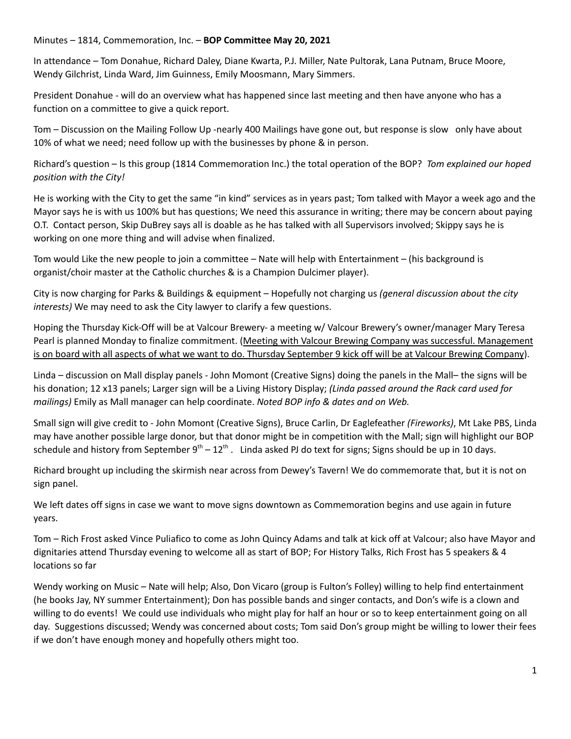Minutes – 1814, Commemoration, Inc. – **BOP Committee May 20, 2021**

In attendance – Tom Donahue, Richard Daley, Diane Kwarta, P.J. Miller, Nate Pultorak, Lana Putnam, Bruce Moore, Wendy Gilchrist, Linda Ward, Jim Guinness, Emily Moosmann, Mary Simmers.

President Donahue - will do an overview what has happened since last meeting and then have anyone who has a function on a committee to give a quick report.

Tom – Discussion on the Mailing Follow Up -nearly 400 Mailings have gone out, but response is slow only have about 10% of what we need; need follow up with the businesses by phone & in person.

Richard's question – Is this group (1814 Commemoration Inc.) the total operation of the BOP? *Tom explained our hoped position with the City!*

He is working with the City to get the same "in kind" services as in years past; Tom talked with Mayor a week ago and the Mayor says he is with us 100% but has questions; We need this assurance in writing; there may be concern about paying O.T. Contact person, Skip DuBrey says all is doable as he has talked with all Supervisors involved; Skippy says he is working on one more thing and will advise when finalized.

Tom would Like the new people to join a committee – Nate will help with Entertainment – (his background is organist/choir master at the Catholic churches & is a Champion Dulcimer player).

City is now charging for Parks & Buildings & equipment – Hopefully not charging us *(general discussion about the city interests)* We may need to ask the City lawyer to clarify a few questions.

Hoping the Thursday Kick-Off will be at Valcour Brewery- a meeting w/ Valcour Brewery's owner/manager Mary Teresa Pearl is planned Monday to finalize commitment. (<u>Meeting with Valcour Brewing Company was successful. Management is on board with all aspects of what we want to do. Thursday September 9 kick off will be at Valcour Brewing Company</u>).

Linda – discussion on Mall display panels - John Momont (Creative Signs) doing the panels in the Mall– the signs will be his donation; 12 x13 panels; Larger sign will be a Living History Display; *(Linda passed around the Rack card used for mailings)* Emily as Mall manager can help coordinate. *Noted BOP info & dates and on Web.*

Small sign will give credit to - John Momont (Creative Signs), Bruce Carlin, Dr Eaglefeather *(Fireworks)*, Mt Lake PBS, Linda may have another possible large donor, but that donor might be in competition with the Mall; sign will highlight our BOP schedule and history from September 9th – 12th . Linda asked PJ do text for signs; Signs should be up in 10 days.

Richard brought up including the skirmish near across from Dewey's Tavern! We do commemorate that, but it is not on sign panel.

We left dates off signs in case we want to move signs downtown as Commemoration begins and use again in future years.

Tom – Rich Frost asked Vince Puliafico to come as John Quincy Adams and talk at kick off at Valcour; also have Mayor and dignitaries attend Thursday evening to welcome all as start of BOP; For History Talks, Rich Frost has 5 speakers & 4 locations so far

Wendy working on Music – Nate will help; Also, Don Vicaro (group is Fulton's Folley) willing to help find entertainment (he books Jay, NY summer Entertainment); Don has possible bands and singer contacts, and Don's wife is a clown and willing to do events! We could use individuals who might play for half an hour or so to keep entertainment going on all day. Suggestions discussed; Wendy was concerned about costs; Tom said Don's group might be willing to lower their fees if we don't have enough money and hopefully others might too.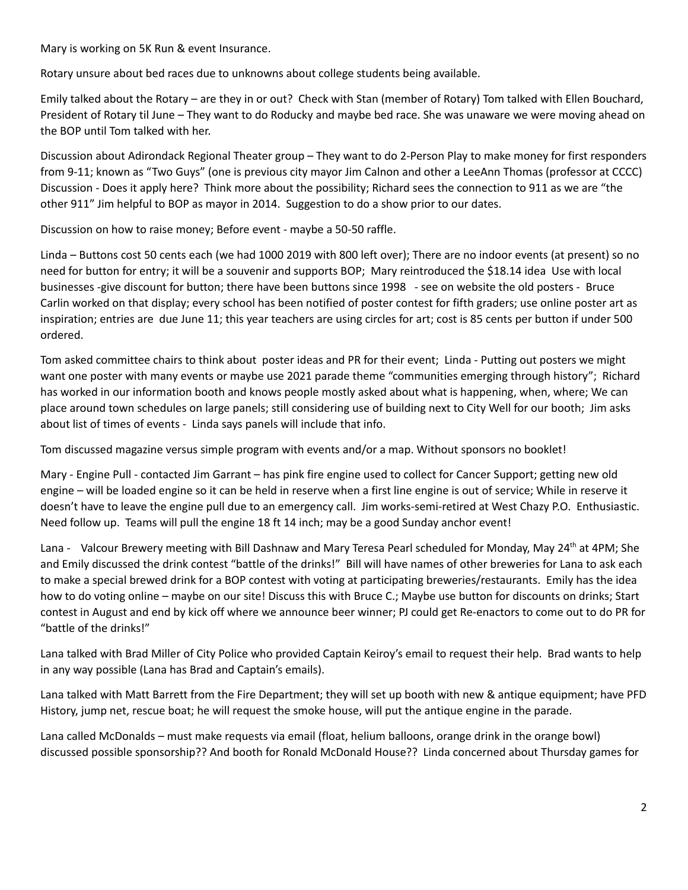Mary is working on 5K Run & event Insurance.

Rotary unsure about bed races due to unknowns about college students being available.

Emily talked about the Rotary – are they in or out? Check with Stan (member of Rotary) Tom talked with Ellen Bouchard, President of Rotary til June – They want to do Roducky and maybe bed race. She was unaware we were moving ahead on the BOP until Tom talked with her.

Discussion about Adirondack Regional Theater group – They want to do 2-Person Play to make money for first responders from 9-11; known as "Two Guys" (one is previous city mayor Jim Calnon and other a LeeAnn Thomas (professor at CCCC) Discussion - Does it apply here? Think more about the possibility; Richard sees the connection to 911 as we are "the other 911" Jim helpful to BOP as mayor in 2014. Suggestion to do a show prior to our dates.

Discussion on how to raise money; Before event - maybe a 50-50 raffle.

Linda – Buttons cost 50 cents each (we had 1000 2019 with 800 left over); There are no indoor events (at present) so no need for button for entry; it will be a souvenir and supports BOP; Mary reintroduced the $18.14 idea Use with local businesses -give discount for button; there have been buttons since 1998 - see on website the old posters - Bruce Carlin worked on that display; every school has been notified of poster contest for fifth graders; use online poster art as inspiration; entries are due June 11; this year teachers are using circles for art; cost is 85 cents per button if under 500 ordered.

Tom asked committee chairs to think about poster ideas and PR for their event; Linda - Putting out posters we might want one poster with many events or maybe use 2021 parade theme "communities emerging through history"; Richard has worked in our information booth and knows people mostly asked about what is happening, when, where; We can place around town schedules on large panels; still considering use of building next to City Well for our booth; Jim asks about list of times of events - Linda says panels will include that info.

Tom discussed magazine versus simple program with events and/or a map. Without sponsors no booklet!

Mary - Engine Pull - contacted Jim Garrant – has pink fire engine used to collect for Cancer Support; getting new old engine – will be loaded engine so it can be held in reserve when a first line engine is out of service; While in reserve it doesn't have to leave the engine pull due to an emergency call. Jim works-semi-retired at West Chazy P.O. Enthusiastic. Need follow up. Teams will pull the engine 18 ft 14 inch; may be a good Sunday anchor event!

Lana - Valcour Brewery meeting with Bill Dashnaw and Mary Teresa Pearl scheduled for Monday, May 24th at 4PM; She and Emily discussed the drink contest "battle of the drinks!" Bill will have names of other breweries for Lana to ask each to make a special brewed drink for a BOP contest with voting at participating breweries/restaurants. Emily has the idea how to do voting online – maybe on our site! Discuss this with Bruce C.; Maybe use button for discounts on drinks; Start contest in August and end by kick off where we announce beer winner; PJ could get Re-enactors to come out to do PR for "battle of the drinks!"

Lana talked with Brad Miller of City Police who provided Captain Keiroy's email to request their help. Brad wants to help in any way possible (Lana has Brad and Captain's emails).

Lana talked with Matt Barrett from the Fire Department; they will set up booth with new & antique equipment; have PFD History, jump net, rescue boat; he will request the smoke house, will put the antique engine in the parade.

Lana called McDonalds – must make requests via email (float, helium balloons, orange drink in the orange bowl) discussed possible sponsorship?? And booth for Ronald McDonald House?? Linda concerned about Thursday games for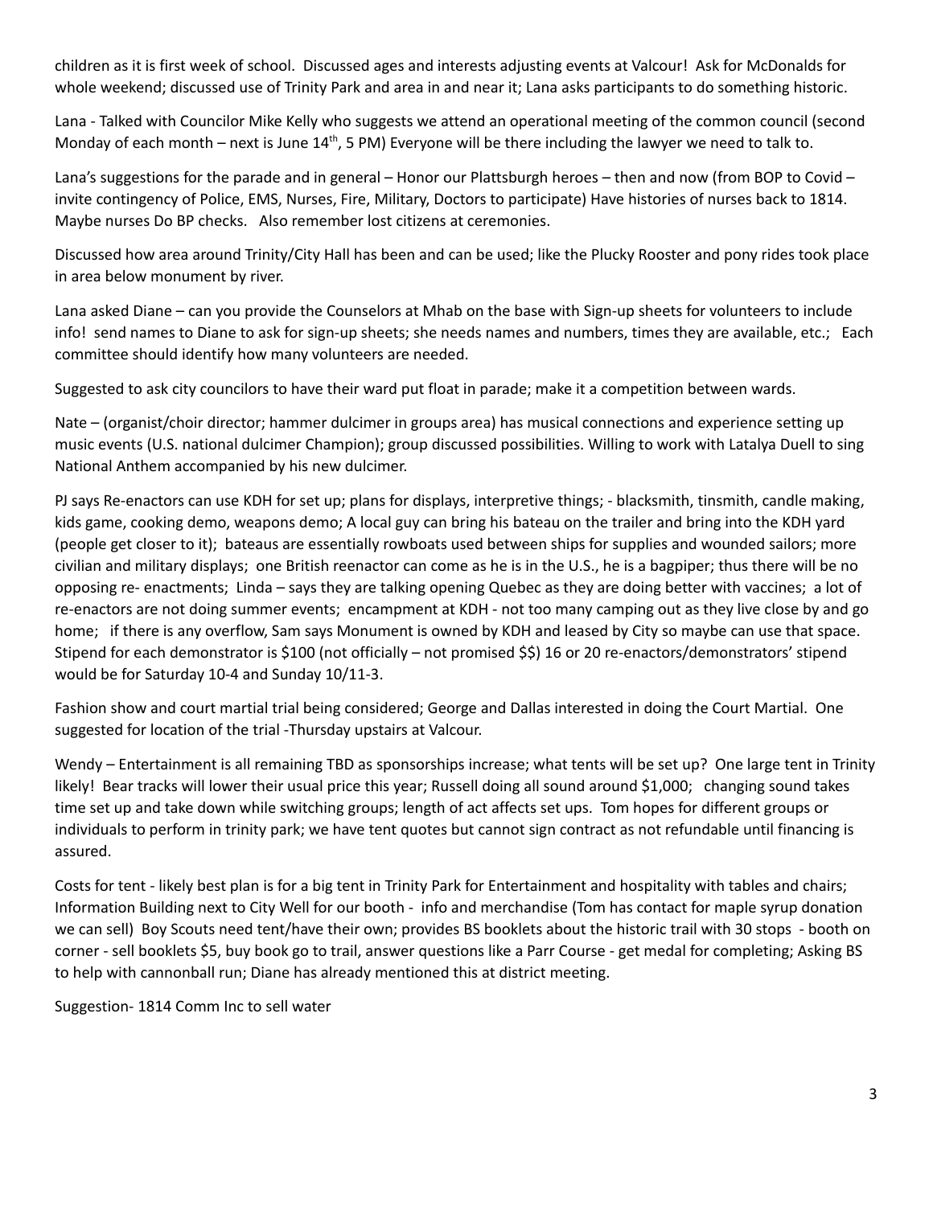children as it is first week of school. Discussed ages and interests adjusting events at Valcour! Ask for McDonalds for whole weekend; discussed use of Trinity Park and area in and near it; Lana asks participants to do something historic.

Lana - Talked with Councilor Mike Kelly who suggests we attend an operational meeting of the common council (second Monday of each month – next is June 14th, 5 PM) Everyone will be there including the lawyer we need to talk to.

Lana's suggestions for the parade and in general – Honor our Plattsburgh heroes – then and now (from BOP to Covid – invite contingency of Police, EMS, Nurses, Fire, Military, Doctors to participate) Have histories of nurses back to 1814. Maybe nurses Do BP checks. Also remember lost citizens at ceremonies.

Discussed how area around Trinity/City Hall has been and can be used; like the Plucky Rooster and pony rides took place in area below monument by river.

Lana asked Diane – can you provide the Counselors at Mhab on the base with Sign-up sheets for volunteers to include info! send names to Diane to ask for sign-up sheets; she needs names and numbers, times they are available, etc.; Each committee should identify how many volunteers are needed.

Suggested to ask city councilors to have their ward put float in parade; make it a competition between wards.

Nate – (organist/choir director; hammer dulcimer in groups area) has musical connections and experience setting up music events (U.S. national dulcimer Champion); group discussed possibilities. Willing to work with Latalya Duell to sing National Anthem accompanied by his new dulcimer.

PJ says Re-enactors can use KDH for set up; plans for displays, interpretive things; - blacksmith, tinsmith, candle making, kids game, cooking demo, weapons demo; A local guy can bring his bateau on the trailer and bring into the KDH yard (people get closer to it); bateaus are essentially rowboats used between ships for supplies and wounded sailors; more civilian and military displays; one British reenactor can come as he is in the U.S., he is a bagpiper; thus there will be no opposing re- enactments; Linda – says they are talking opening Quebec as they are doing better with vaccines; a lot of re-enactors are not doing summer events; encampment at KDH - not too many camping out as they live close by and go home; if there is any overflow, Sam says Monument is owned by KDH and leased by City so maybe can use that space. Stipend for each demonstrator is $100 (not officially – not promised $$) 16 or 20 re-enactors/demonstrators' stipend would be for Saturday 10-4 and Sunday 10/11-3.

Fashion show and court martial trial being considered; George and Dallas interested in doing the Court Martial. One suggested for location of the trial -Thursday upstairs at Valcour.

Wendy – Entertainment is all remaining TBD as sponsorships increase; what tents will be set up? One large tent in Trinity likely! Bear tracks will lower their usual price this year; Russell doing all sound around $1,000; changing sound takes time set up and take down while switching groups; length of act affects set ups. Tom hopes for different groups or individuals to perform in trinity park; we have tent quotes but cannot sign contract as not refundable until financing is assured.

Costs for tent - likely best plan is for a big tent in Trinity Park for Entertainment and hospitality with tables and chairs; Information Building next to City Well for our booth - info and merchandise (Tom has contact for maple syrup donation we can sell) Boy Scouts need tent/have their own; provides BS booklets about the historic trail with 30 stops - booth on corner - sell booklets $5, buy book go to trail, answer questions like a Parr Course - get medal for completing; Asking BS to help with cannonball run; Diane has already mentioned this at district meeting.

Suggestion- 1814 Comm Inc to sell water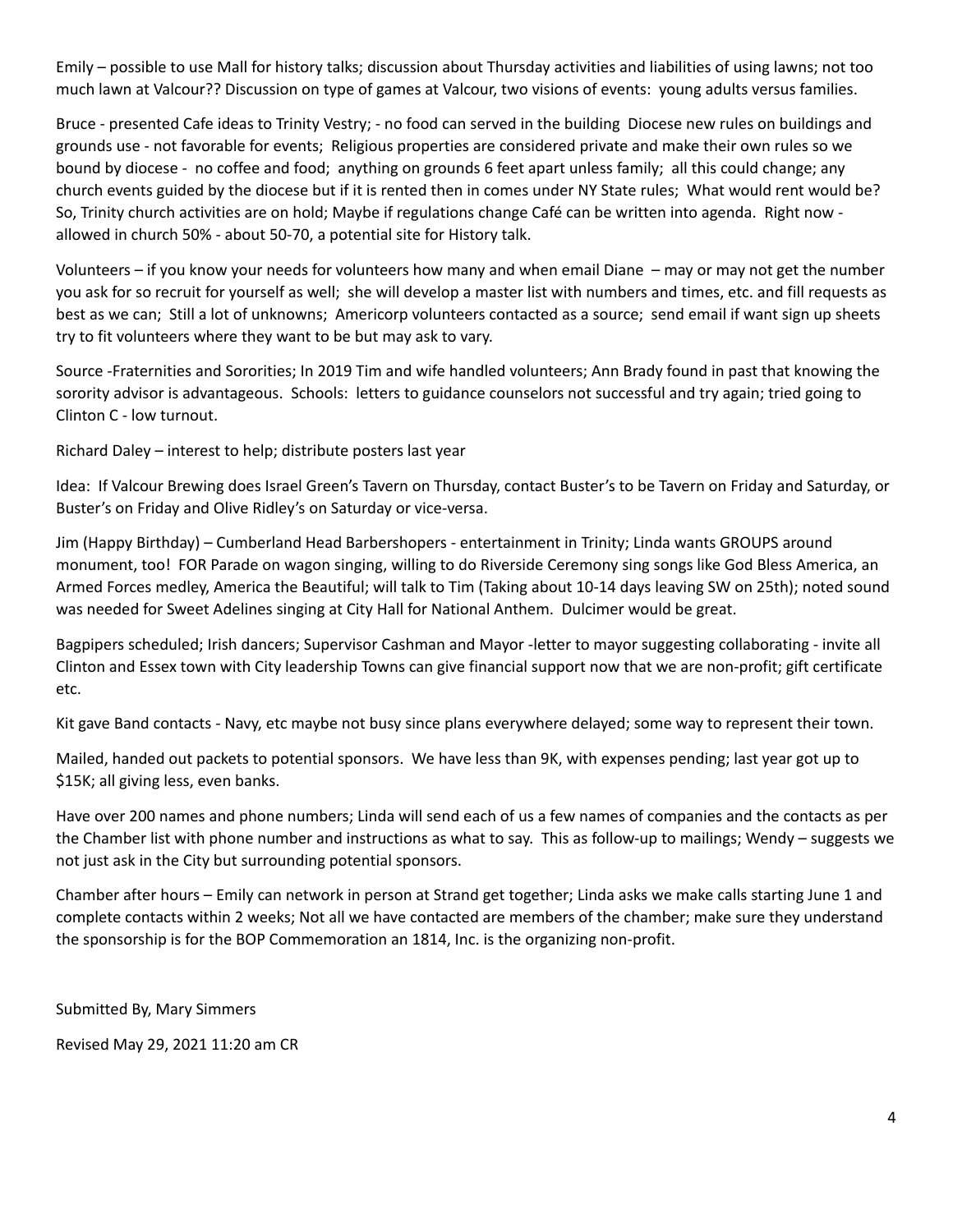Emily – possible to use Mall for history talks; discussion about Thursday activities and liabilities of using lawns; not too much lawn at Valcour?? Discussion on type of games at Valcour, two visions of events: young adults versus families.

Bruce - presented Cafe ideas to Trinity Vestry; - no food can served in the building Diocese new rules on buildings and grounds use - not favorable for events; Religious properties are considered private and make their own rules so we bound by diocese - no coffee and food; anything on grounds 6 feet apart unless family; all this could change; any church events guided by the diocese but if it is rented then in comes under NY State rules; What would rent would be? So, Trinity church activities are on hold; Maybe if regulations change Café can be written into agenda. Right now - allowed in church 50% - about 50-70, a potential site for History talk.

Volunteers – if you know your needs for volunteers how many and when email Diane – may or may not get the number you ask for so recruit for yourself as well; she will develop a master list with numbers and times, etc. and fill requests as best as we can; Still a lot of unknowns; Americorp volunteers contacted as a source; send email if want sign up sheets try to fit volunteers where they want to be but may ask to vary.

Source -Fraternities and Sororities; In 2019 Tim and wife handled volunteers; Ann Brady found in past that knowing the sorority advisor is advantageous. Schools: letters to guidance counselors not successful and try again; tried going to Clinton C - low turnout.

Richard Daley – interest to help; distribute posters last year

Idea: If Valcour Brewing does Israel Green's Tavern on Thursday, contact Buster's to be Tavern on Friday and Saturday, or Buster's on Friday and Olive Ridley's on Saturday or vice-versa.

Jim (Happy Birthday) – Cumberland Head Barbershopers - entertainment in Trinity; Linda wants GROUPS around monument, too! FOR Parade on wagon singing, willing to do Riverside Ceremony sing songs like God Bless America, an Armed Forces medley, America the Beautiful; will talk to Tim (Taking about 10-14 days leaving SW on 25th); noted sound was needed for Sweet Adelines singing at City Hall for National Anthem. Dulcimer would be great.

Bagpipers scheduled; Irish dancers; Supervisor Cashman and Mayor -letter to mayor suggesting collaborating - invite all Clinton and Essex town with City leadership Towns can give financial support now that we are non-profit; gift certificate etc.

Kit gave Band contacts - Navy, etc maybe not busy since plans everywhere delayed; some way to represent their town.

Mailed, handed out packets to potential sponsors. We have less than 9K, with expenses pending; last year got up to \$15K; all giving less, even banks.

Have over 200 names and phone numbers; Linda will send each of us a few names of companies and the contacts as per the Chamber list with phone number and instructions as what to say. This as follow-up to mailings; Wendy – suggests we not just ask in the City but surrounding potential sponsors.

Chamber after hours – Emily can network in person at Strand get together; Linda asks we make calls starting June 1 and complete contacts within 2 weeks; Not all we have contacted are members of the chamber; make sure they understand the sponsorship is for the BOP Commemoration an 1814, Inc. is the organizing non-profit.

Submitted By, Mary Simmers

Revised May 29, 2021 11:20 am CR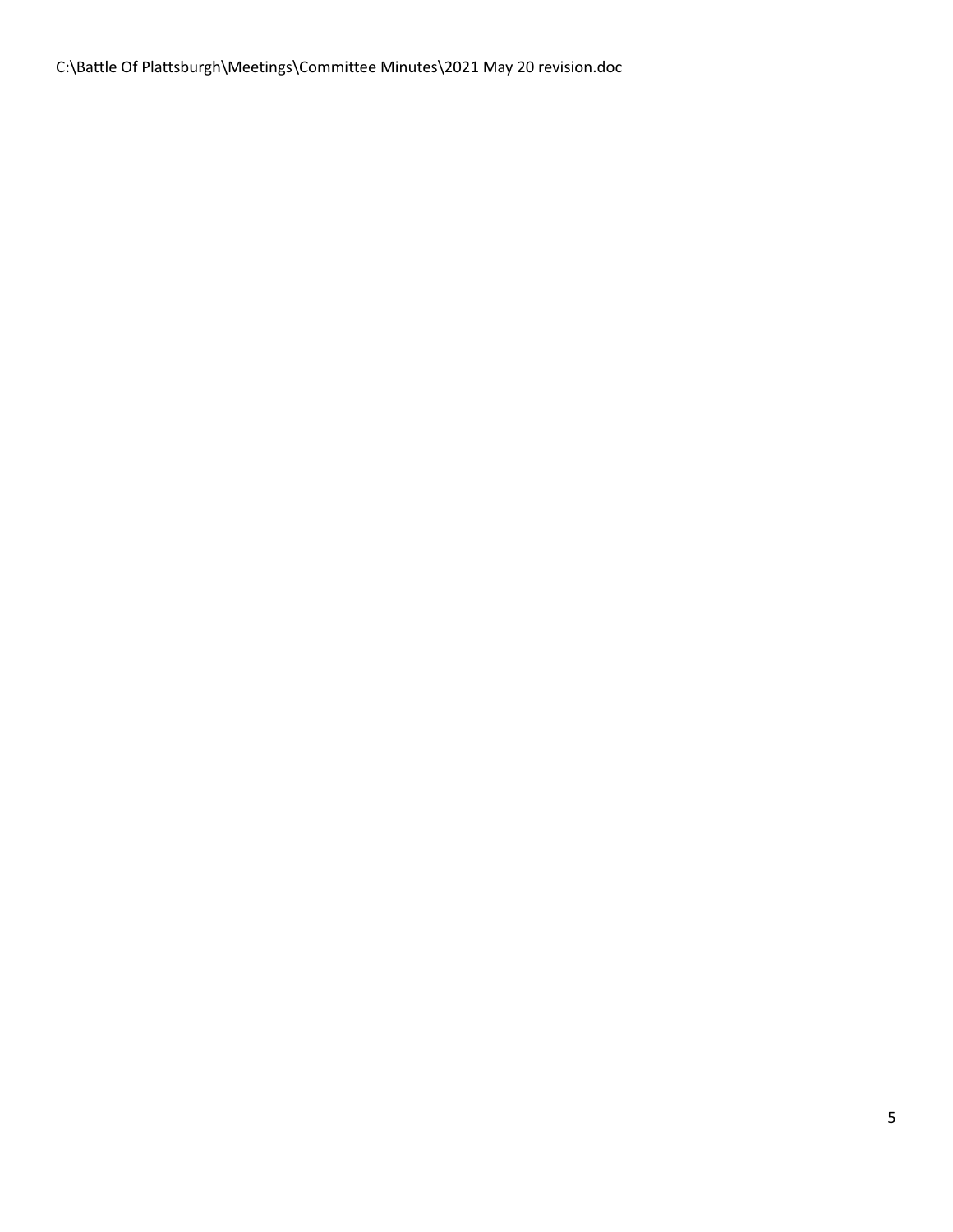C:\Battle Of Plattsburgh\Meetings\Committee Minutes\2021 May 20 revision.doc